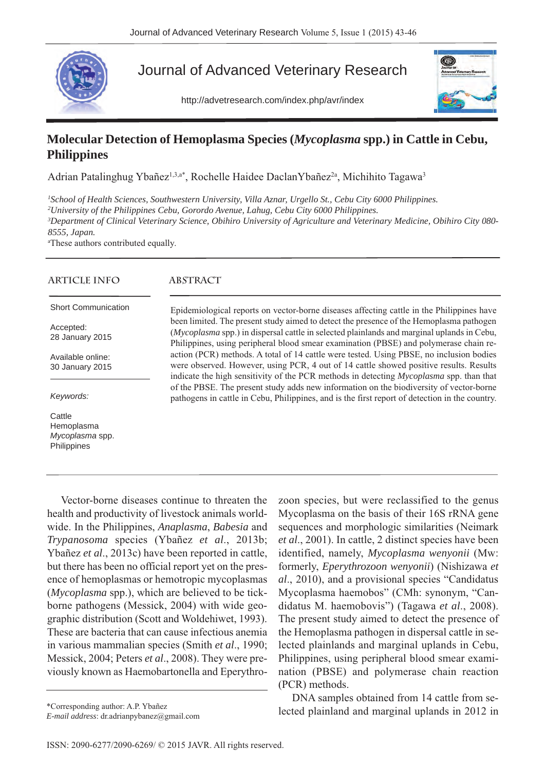# Molecular Detection of Hemoplasma Species (*Mycoplasma* spp.) in Cattle in Cebu, Philippines

Adrian Patalinghug Ybañez[1,3,a*], Rochelle Haidee DaclanYbañez[2a], Michihito Tagawa[3]

[1]*School of Health Sciences, Southwestern University, Villa Aznar, Urgello St., Cebu City 6000 Philippines.*
[2]*University of the Philippines Cebu, Gorordo Avenue, Lahug, Cebu City 6000 Philippines.*
[3]*Department of Clinical Veterinary Science, Obihiro University of Agriculture and Veterinary Medicine, Obihiro City 080-8555, Japan.*
[a]These authors contributed equally.

## ARTICLE INFO

Short Communication

Accepted:
28 January 2015

Available online:
30 January 2015

*Keywords:*

Cattle
Hemoplasma
*Mycoplasma* spp.
Philippines

## ABSTRACT

Epidemiological reports on vector-borne diseases affecting cattle in the Philippines have been limited. The present study aimed to detect the presence of the Hemoplasma pathogen (*Mycoplasma* spp.) in dispersal cattle in selected plainlands and marginal uplands in Cebu, Philippines, using peripheral blood smear examination (PBSE) and polymerase chain reaction (PCR) methods. A total of 14 cattle were tested. Using PBSE, no inclusion bodies were observed. However, using PCR, 4 out of 14 cattle showed positive results. Results indicate the high sensitivity of the PCR methods in detecting *Mycoplasma* spp. than that of the PBSE. The present study adds new information on the biodiversity of vector-borne pathogens in cattle in Cebu, Philippines, and is the first report of detection in the country.

Vector-borne diseases continue to threaten the health and productivity of livestock animals worldwide. In the Philippines, *Anaplasma*, *Babesia* and *Trypanosoma* species (Ybañez *et al*., 2013b; Ybañez *et al*., 2013c) have been reported in cattle, but there has been no official report yet on the presence of hemoplasmas or hemotropic mycoplasmas (*Mycoplasma* spp.), which are believed to be tick-borne pathogens (Messick, 2004) with wide geographic distribution (Scott and Woldehiwet, 1993). These are bacteria that can cause infectious anemia in various mammalian species (Smith *et al*., 1990; Messick, 2004; Peters *et al*., 2008). They were previously known as Haemobartonella and Eperythrozoon species, but were reclassified to the genus Mycoplasma on the basis of their 16S rRNA gene sequences and morphologic similarities (Neimark *et al*., 2001). In cattle, 2 distinct species have been identified, namely, *Mycoplasma wenyonii* (Mw: formerly, *Eperythrozoon wenyonii*) (Nishizawa *et al*., 2010), and a provisional species "Candidatus Mycoplasma haemobos" (CMh: synonym, "Candidatus M. haemobovis") (Tagawa *et al*., 2008). The present study aimed to detect the presence of the Hemoplasma pathogen in dispersal cattle in selected plainlands and marginal uplands in Cebu, Philippines, using peripheral blood smear examination (PBSE) and polymerase chain reaction (PCR) methods.

DNA samples obtained from 14 cattle from selected plainland and marginal uplands in 2012 in

*Corresponding author: A.P. Ybañez
*E-mail address*: dr.adrianpybanez@gmail.com

ISSN: 2090-6277/2090-6269/ © 2015 JAVR. All rights reserved.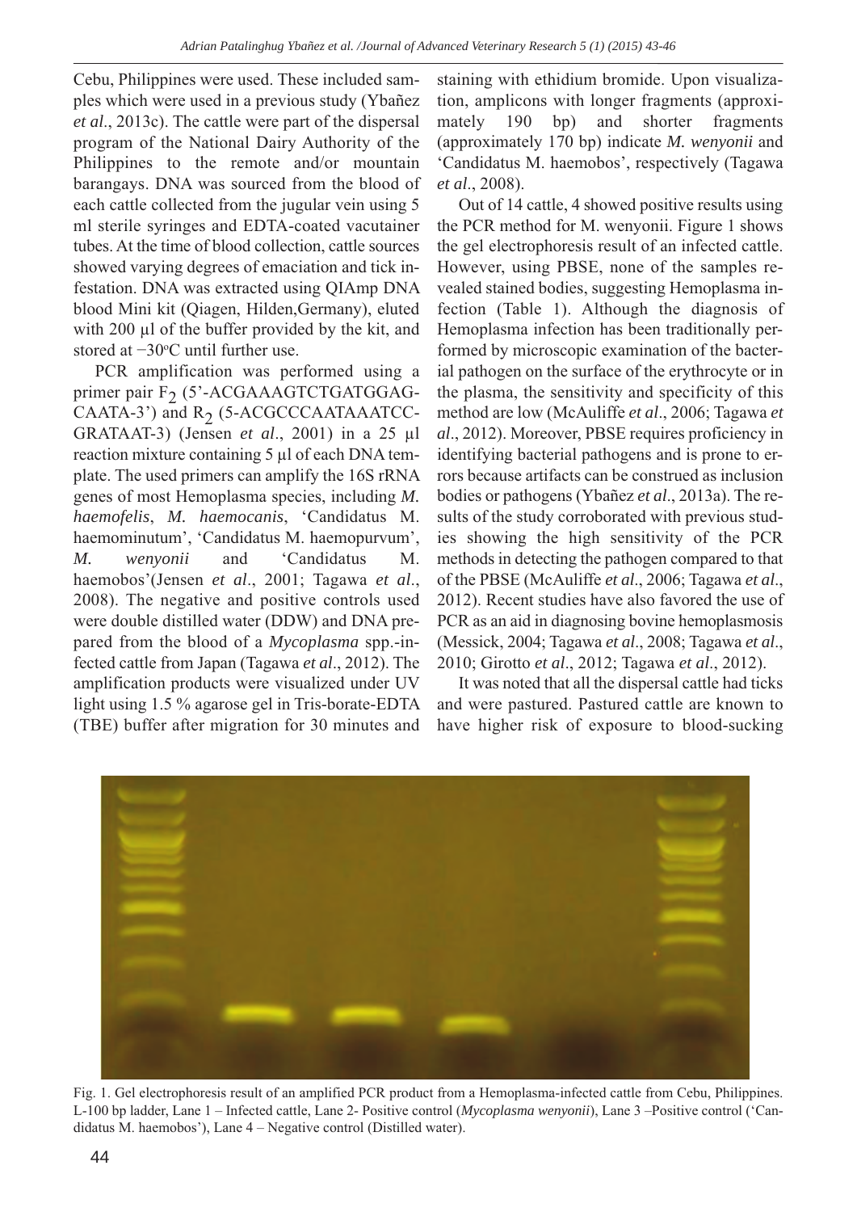Cebu, Philippines were used. These included samples which were used in a previous study (Ybañez *et al*., 2013c). The cattle were part of the dispersal program of the National Dairy Authority of the Philippines to the remote and/or mountain barangays. DNA was sourced from the blood of each cattle collected from the jugular vein using 5 ml sterile syringes and EDTA-coated vacutainer tubes. At the time of blood collection, cattle sources showed varying degrees of emaciation and tick infestation. DNA was extracted using QIAmp DNA blood Mini kit (Qiagen, Hilden,Germany), eluted with 200 µl of the buffer provided by the kit, and stored at −30°C until further use.

PCR amplification was performed using a primer pair $F_2$ (5'-ACGAAAGTCTGATGGAG-CAATA-3') and $R_2$ (5-ACGCCCAATAAATCC-GRATAAT-3) (Jensen *et al*., 2001) in a 25 µl reaction mixture containing 5 µl of each DNA template. The used primers can amplify the 16S rRNA genes of most Hemoplasma species, including *M. haemofelis*, *M. haemocanis*, 'Candidatus M. haemominutum', 'Candidatus M. haemopurvum', *M. wenyonii* and 'Candidatus M. haemobos'(Jensen *et al*., 2001; Tagawa *et al*., 2008). The negative and positive controls used were double distilled water (DDW) and DNA prepared from the blood of a *Mycoplasma* spp.-infected cattle from Japan (Tagawa *et al*., 2012). The amplification products were visualized under UV light using 1.5 % agarose gel in Tris-borate-EDTA (TBE) buffer after migration for 30 minutes and staining with ethidium bromide. Upon visualization, amplicons with longer fragments (approximately 190 bp) and shorter fragments (approximately 170 bp) indicate *M. wenyonii* and 'Candidatus M. haemobos', respectively (Tagawa *et al*., 2008).

Out of 14 cattle, 4 showed positive results using the PCR method for M. wenyonii. Figure 1 shows the gel electrophoresis result of an infected cattle. However, using PBSE, none of the samples revealed stained bodies, suggesting Hemoplasma infection (Table 1). Although the diagnosis of Hemoplasma infection has been traditionally performed by microscopic examination of the bacterial pathogen on the surface of the erythrocyte or in the plasma, the sensitivity and specificity of this method are low (McAuliffe *et al*., 2006; Tagawa *et al*., 2012). Moreover, PBSE requires proficiency in identifying bacterial pathogens and is prone to errors because artifacts can be construed as inclusion bodies or pathogens (Ybañez *et al*., 2013a). The results of the study corroborated with previous studies showing the high sensitivity of the PCR methods in detecting the pathogen compared to that of the PBSE (McAuliffe *et al*., 2006; Tagawa *et al*., 2012). Recent studies have also favored the use of PCR as an aid in diagnosing bovine hemoplasmosis (Messick, 2004; Tagawa *et al*., 2008; Tagawa *et al*., 2010; Girotto *et al*., 2012; Tagawa *et al*., 2012).

It was noted that all the dispersal cattle had ticks and were pastured. Pastured cattle are known to have higher risk of exposure to blood-sucking

Fig. 1. Gel electrophoresis result of an amplified PCR product from a Hemoplasma-infected cattle from Cebu, Philippines. L-100 bp ladder, Lane 1 – Infected cattle, Lane 2- Positive control (*Mycoplasma wenyonii*), Lane 3 –Positive control ('Candidatus M. haemobos'), Lane 4 – Negative control (Distilled water).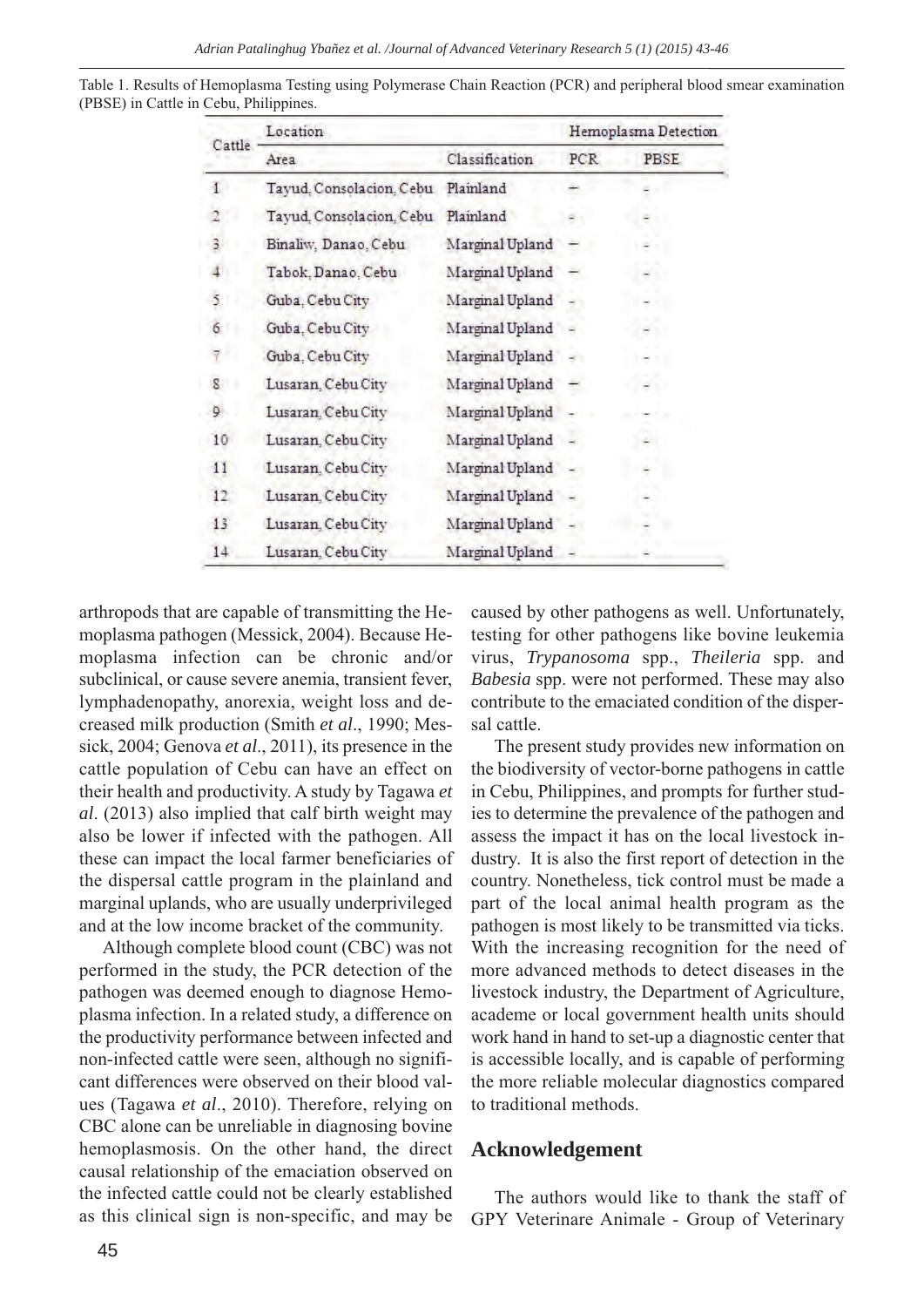Table 1. Results of Hemoplasma Testing using Polymerase Chain Reaction (PCR) and peripheral blood smear examination (PBSE) in Cattle in Cebu, Philippines.

| Cattle | Location | | Hemoplasma Detection | |
|---|---|---|---|---|
| | Area | Classification | PCR | PBSE |
| 1 | Tayud, Consolacion, Cebu | Plainland | − | - |
| 2 | Tayud, Consolacion, Cebu | Plainland | - | - |
| 3 | Binaliw, Danao, Cebu | Marginal Upland | − | - |
| 4 | Tabok, Danao, Cebu | Marginal Upland | − | - |
| 5 | Guba, Cebu City | Marginal Upland | - | - |
| 6 | Guba, Cebu City | Marginal Upland | - | - |
| 7 | Guba, Cebu City | Marginal Upland | - | - |
| 8 | Lusaran, Cebu City | Marginal Upland | − | - |
| 9 | Lusaran, Cebu City | Marginal Upland | - | - |
| 10 | Lusaran, Cebu City | Marginal Upland | - | - |
| 11 | Lusaran, Cebu City | Marginal Upland | - | - |
| 12 | Lusaran, Cebu City | Marginal Upland | - | - |
| 13 | Lusaran, Cebu City | Marginal Upland | - | - |
| 14 | Lusaran, Cebu City | Marginal Upland | - | - |

arthropods that are capable of transmitting the Hemoplasma pathogen (Messick, 2004). Because Hemoplasma infection can be chronic and/or subclinical, or cause severe anemia, transient fever, lymphadenopathy, anorexia, weight loss and decreased milk production (Smith *et al*., 1990; Messick, 2004; Genova *et al*., 2011), its presence in the cattle population of Cebu can have an effect on their health and productivity. A study by Tagawa *et al*. (2013) also implied that calf birth weight may also be lower if infected with the pathogen. All these can impact the local farmer beneficiaries of the dispersal cattle program in the plainland and marginal uplands, who are usually underprivileged and at the low income bracket of the community.

Although complete blood count (CBC) was not performed in the study, the PCR detection of the pathogen was deemed enough to diagnose Hemoplasma infection. In a related study, a difference on the productivity performance between infected and non-infected cattle were seen, although no significant differences were observed on their blood values (Tagawa *et al*., 2010). Therefore, relying on CBC alone can be unreliable in diagnosing bovine hemoplasmosis. On the other hand, the direct causal relationship of the emaciation observed on the infected cattle could not be clearly established as this clinical sign is non-specific, and may be caused by other pathogens as well. Unfortunately, testing for other pathogens like bovine leukemia virus, *Trypanosoma* spp., *Theileria* spp. and *Babesia* spp. were not performed. These may also contribute to the emaciated condition of the dispersal cattle.

The present study provides new information on the biodiversity of vector-borne pathogens in cattle in Cebu, Philippines, and prompts for further studies to determine the prevalence of the pathogen and assess the impact it has on the local livestock industry. It is also the first report of detection in the country. Nonetheless, tick control must be made a part of the local animal health program as the pathogen is most likely to be transmitted via ticks. With the increasing recognition for the need of more advanced methods to detect diseases in the livestock industry, the Department of Agriculture, academe or local government health units should work hand in hand to set-up a diagnostic center that is accessible locally, and is capable of performing the more reliable molecular diagnostics compared to traditional methods.

## Acknowledgement

The authors would like to thank the staff of GPY Veterinare Animale - Group of Veterinary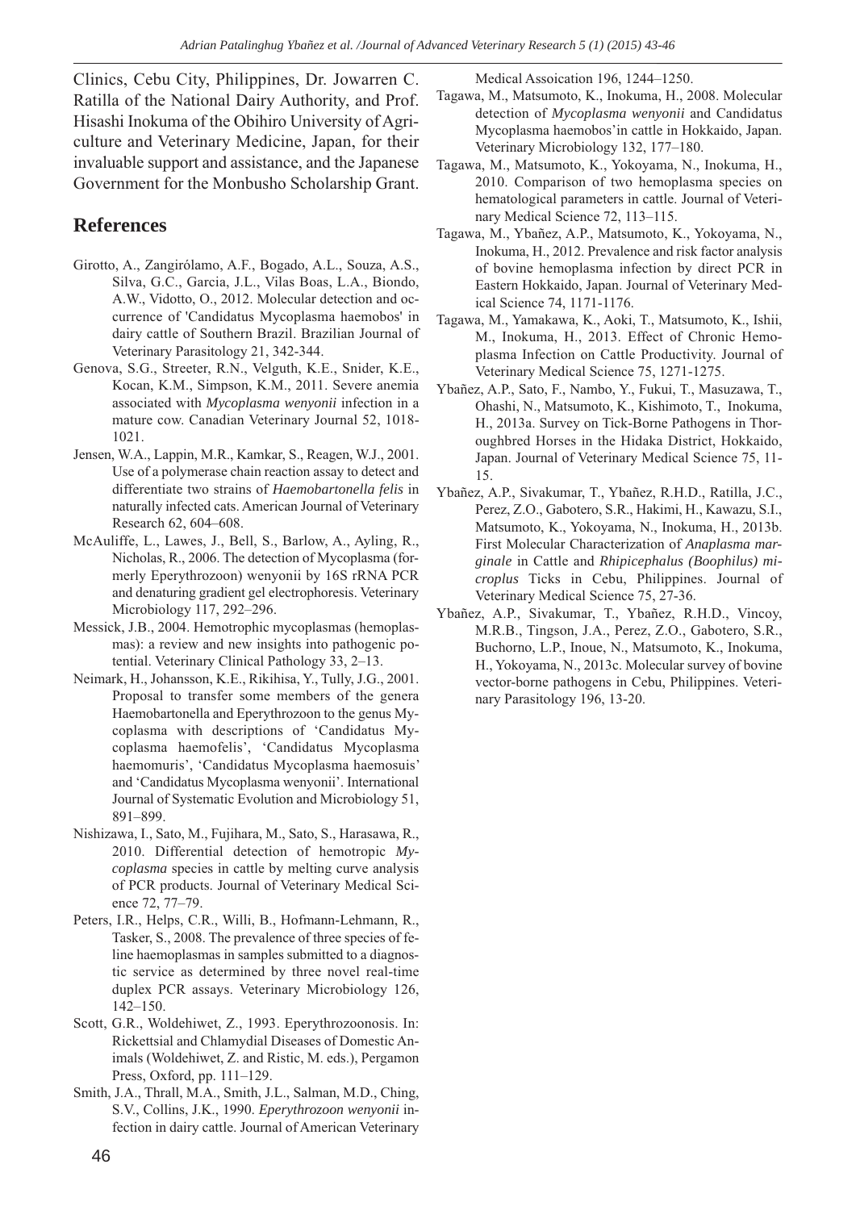Clinics, Cebu City, Philippines, Dr. Jowarren C. Ratilla of the National Dairy Authority, and Prof. Hisashi Inokuma of the Obihiro University of Agriculture and Veterinary Medicine, Japan, for their invaluable support and assistance, and the Japanese Government for the Monbusho Scholarship Grant.

## References

Girotto, A., Zangirólamo, A.F., Bogado, A.L., Souza, A.S., Silva, G.C., Garcia, J.L., Vilas Boas, L.A., Biondo, A.W., Vidotto, O., 2012. Molecular detection and occurrence of 'Candidatus Mycoplasma haemobos' in dairy cattle of Southern Brazil. Brazilian Journal of Veterinary Parasitology 21, 342-344.

Genova, S.G., Streeter, R.N., Velguth, K.E., Snider, K.E., Kocan, K.M., Simpson, K.M., 2011. Severe anemia associated with *Mycoplasma wenyonii* infection in a mature cow. Canadian Veterinary Journal 52, 1018-1021.

Jensen, W.A., Lappin, M.R., Kamkar, S., Reagen, W.J., 2001. Use of a polymerase chain reaction assay to detect and differentiate two strains of *Haemobartonella felis* in naturally infected cats. American Journal of Veterinary Research 62, 604–608.

McAuliffe, L., Lawes, J., Bell, S., Barlow, A., Ayling, R., Nicholas, R., 2006. The detection of Mycoplasma (formerly Eperythrozoon) wenyonii by 16S rRNA PCR and denaturing gradient gel electrophoresis. Veterinary Microbiology 117, 292–296.

Messick, J.B., 2004. Hemotrophic mycoplasmas (hemoplasmas): a review and new insights into pathogenic potential. Veterinary Clinical Pathology 33, 2–13.

Neimark, H., Johansson, K.E., Rikihisa, Y., Tully, J.G., 2001. Proposal to transfer some members of the genera Haemobartonella and Eperythrozoon to the genus Mycoplasma with descriptions of 'Candidatus Mycoplasma haemofelis', 'Candidatus Mycoplasma haemomuris', 'Candidatus Mycoplasma haemosuis' and 'Candidatus Mycoplasma wenyonii'. International Journal of Systematic Evolution and Microbiology 51, 891–899.

Nishizawa, I., Sato, M., Fujihara, M., Sato, S., Harasawa, R., 2010. Differential detection of hemotropic *Mycoplasma* species in cattle by melting curve analysis of PCR products. Journal of Veterinary Medical Science 72, 77–79.

Peters, I.R., Helps, C.R., Willi, B., Hofmann-Lehmann, R., Tasker, S., 2008. The prevalence of three species of feline haemoplasmas in samples submitted to a diagnostic service as determined by three novel real-time duplex PCR assays. Veterinary Microbiology 126, 142–150.

Scott, G.R., Woldehiwet, Z., 1993. Eperythrozoonosis. In: Rickettsial and Chlamydial Diseases of Domestic Animals (Woldehiwet, Z. and Ristic, M. eds.), Pergamon Press, Oxford, pp. 111–129.

Smith, J.A., Thrall, M.A., Smith, J.L., Salman, M.D., Ching, S.V., Collins, J.K., 1990. *Eperythrozoon wenyonii* infection in dairy cattle. Journal of American Veterinary Medical Assoication 196, 1244–1250.

Tagawa, M., Matsumoto, K., Inokuma, H., 2008. Molecular detection of *Mycoplasma wenyonii* and Candidatus Mycoplasma haemobos'in cattle in Hokkaido, Japan. Veterinary Microbiology 132, 177–180.

Tagawa, M., Matsumoto, K., Yokoyama, N., Inokuma, H., 2010. Comparison of two hemoplasma species on hematological parameters in cattle. Journal of Veterinary Medical Science 72, 113–115.

Tagawa, M., Ybañez, A.P., Matsumoto, K., Yokoyama, N., Inokuma, H., 2012. Prevalence and risk factor analysis of bovine hemoplasma infection by direct PCR in Eastern Hokkaido, Japan. Journal of Veterinary Medical Science 74, 1171-1176.

Tagawa, M., Yamakawa, K., Aoki, T., Matsumoto, K., Ishii, M., Inokuma, H., 2013. Effect of Chronic Hemoplasma Infection on Cattle Productivity. Journal of Veterinary Medical Science 75, 1271-1275.

Ybañez, A.P., Sato, F., Nambo, Y., Fukui, T., Masuzawa, T., Ohashi, N., Matsumoto, K., Kishimoto, T., Inokuma, H., 2013a. Survey on Tick-Borne Pathogens in Thoroughbred Horses in the Hidaka District, Hokkaido, Japan. Journal of Veterinary Medical Science 75, 11-15.

Ybañez, A.P., Sivakumar, T., Ybañez, R.H.D., Ratilla, J.C., Perez, Z.O., Gabotero, S.R., Hakimi, H., Kawazu, S.I., Matsumoto, K., Yokoyama, N., Inokuma, H., 2013b. First Molecular Characterization of *Anaplasma marginale* in Cattle and *Rhipicephalus (Boophilus) microplus* Ticks in Cebu, Philippines. Journal of Veterinary Medical Science 75, 27-36.

Ybañez, A.P., Sivakumar, T., Ybañez, R.H.D., Vincoy, M.R.B., Tingson, J.A., Perez, Z.O., Gabotero, S.R., Buchorno, L.P., Inoue, N., Matsumoto, K., Inokuma, H., Yokoyama, N., 2013c. Molecular survey of bovine vector-borne pathogens in Cebu, Philippines. Veterinary Parasitology 196, 13-20.